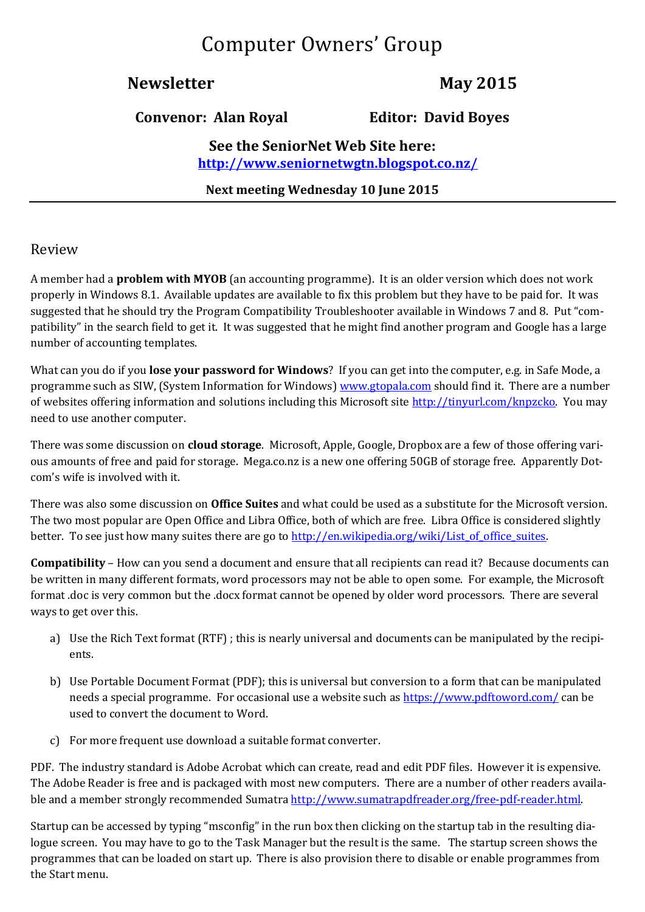# Computer Owners' Group

## Newsletter — May 2015

**Convenor: Alan Royal** **Editor: David Boyes**

**See the SeniorNet Web Site here:**
**[http://www.seniornetwgtn.blogspot.co.nz/](http://www.seniornetwgtn.blogspot.co.nz/)**

**Next meeting Wednesday 10 June 2015**

---

## Review

A member had a **problem with MYOB** (an accounting programme). It is an older version which does not work properly in Windows 8.1. Available updates are available to fix this problem but they have to be paid for. It was suggested that he should try the Program Compatibility Troubleshooter available in Windows 7 and 8. Put "compatibility" in the search field to get it. It was suggested that he might find another program and Google has a large number of accounting templates.

What can you do if you **lose your password for Windows**? If you can get into the computer, e.g. in Safe Mode, a programme such as SIW, (System Information for Windows) [www.gtopala.com](www.gtopala.com) should find it. There are a number of websites offering information and solutions including this Microsoft site [http://tinyurl.com/knpzcko](http://tinyurl.com/knpzcko). You may need to use another computer.

There was some discussion on **cloud storage**. Microsoft, Apple, Google, Dropbox are a few of those offering various amounts of free and paid for storage. Mega.co.nz is a new one offering 50GB of storage free. Apparently Dotcom's wife is involved with it.

There was also some discussion on **Office Suites** and what could be used as a substitute for the Microsoft version. The two most popular are Open Office and Libra Office, both of which are free. Libra Office is considered slightly better. To see just how many suites there are go to [http://en.wikipedia.org/wiki/List_of_office_suites](http://en.wikipedia.org/wiki/List_of_office_suites).

**Compatibility** – How can you send a document and ensure that all recipients can read it? Because documents can be written in many different formats, word processors may not be able to open some. For example, the Microsoft format .doc is very common but the .docx format cannot be opened by older word processors. There are several ways to get over this.

a) Use the Rich Text format (RTF) ; this is nearly universal and documents can be manipulated by the recipients.

b) Use Portable Document Format (PDF); this is universal but conversion to a form that can be manipulated needs a special programme. For occasional use a website such as [https://www.pdftoword.com/](https://www.pdftoword.com/) can be used to convert the document to Word.

c) For more frequent use download a suitable format converter.

PDF. The industry standard is Adobe Acrobat which can create, read and edit PDF files. However it is expensive. The Adobe Reader is free and is packaged with most new computers. There are a number of other readers available and a member strongly recommended Sumatra [http://www.sumatrapdfreader.org/free-pdf-reader.html](http://www.sumatrapdfreader.org/free-pdf-reader.html).

Startup can be accessed by typing "msconfig" in the run box then clicking on the startup tab in the resulting dialogue screen. You may have to go to the Task Manager but the result is the same. The startup screen shows the programmes that can be loaded on start up. There is also provision there to disable or enable programmes from the Start menu.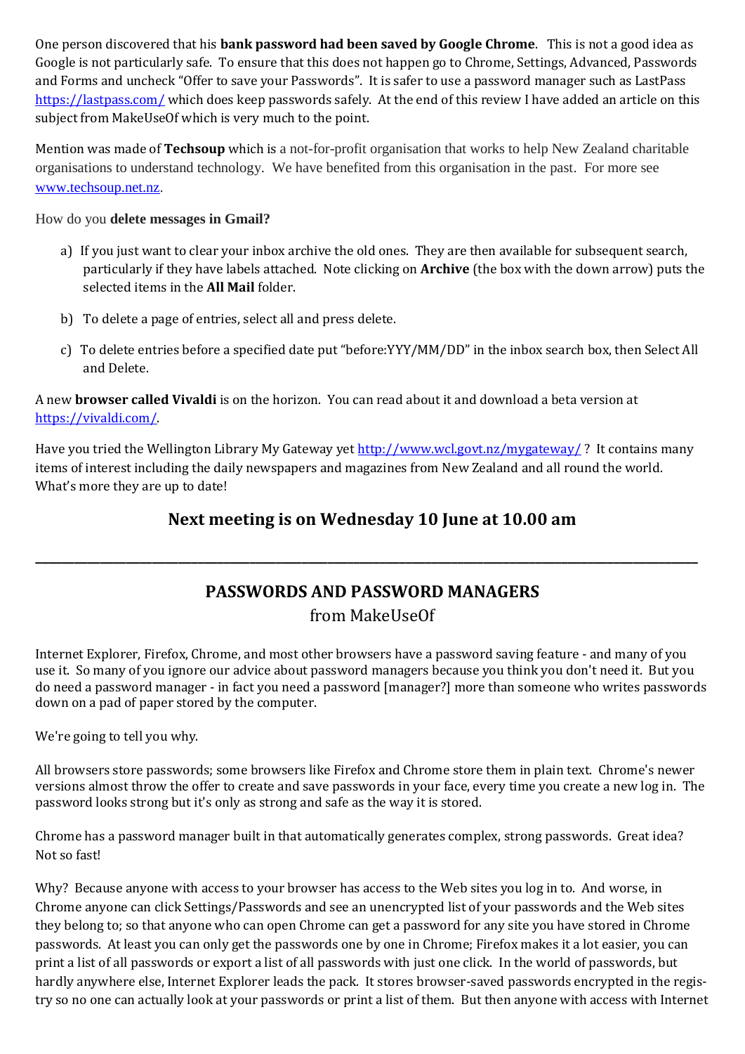One person discovered that his **bank password had been saved by Google Chrome**. This is not a good idea as Google is not particularly safe. To ensure that this does not happen go to Chrome, Settings, Advanced, Passwords and Forms and uncheck "Offer to save your Passwords". It is safer to use a password manager such as LastPass https://lastpass.com/ which does keep passwords safely. At the end of this review I have added an article on this subject from MakeUseOf which is very much to the point.

Mention was made of **Techsoup** which is a not-for-profit organisation that works to help New Zealand charitable organisations to understand technology. We have benefited from this organisation in the past. For more see www.techsoup.net.nz.

How do you **delete messages in Gmail?**

a) If you just want to clear your inbox archive the old ones. They are then available for subsequent search, particularly if they have labels attached. Note clicking on **Archive** (the box with the down arrow) puts the selected items in the **All Mail** folder.

b) To delete a page of entries, select all and press delete.

c) To delete entries before a specified date put "before:YYY/MM/DD" in the inbox search box, then Select All and Delete.

A new **browser called Vivaldi** is on the horizon. You can read about it and download a beta version at https://vivaldi.com/.

Have you tried the Wellington Library My Gateway yet http://www.wcl.govt.nz/mygateway/ ? It contains many items of interest including the daily newspapers and magazines from New Zealand and all round the world. What's more they are up to date!

## Next meeting is on Wednesday 10 June at 10.00 am

---

## PASSWORDS AND PASSWORD MANAGERS

from MakeUseOf

Internet Explorer, Firefox, Chrome, and most other browsers have a password saving feature - and many of you use it. So many of you ignore our advice about password managers because you think you don't need it. But you do need a password manager - in fact you need a password [manager?] more than someone who writes passwords down on a pad of paper stored by the computer.

We're going to tell you why.

All browsers store passwords; some browsers like Firefox and Chrome store them in plain text. Chrome's newer versions almost throw the offer to create and save passwords in your face, every time you create a new log in. The password looks strong but it's only as strong and safe as the way it is stored.

Chrome has a password manager built in that automatically generates complex, strong passwords. Great idea? Not so fast!

Why? Because anyone with access to your browser has access to the Web sites you log in to. And worse, in Chrome anyone can click Settings/Passwords and see an unencrypted list of your passwords and the Web sites they belong to; so that anyone who can open Chrome can get a password for any site you have stored in Chrome passwords. At least you can only get the passwords one by one in Chrome; Firefox makes it a lot easier, you can print a list of all passwords or export a list of all passwords with just one click. In the world of passwords, but hardly anywhere else, Internet Explorer leads the pack. It stores browser-saved passwords encrypted in the registry so no one can actually look at your passwords or print a list of them. But then anyone with access with Internet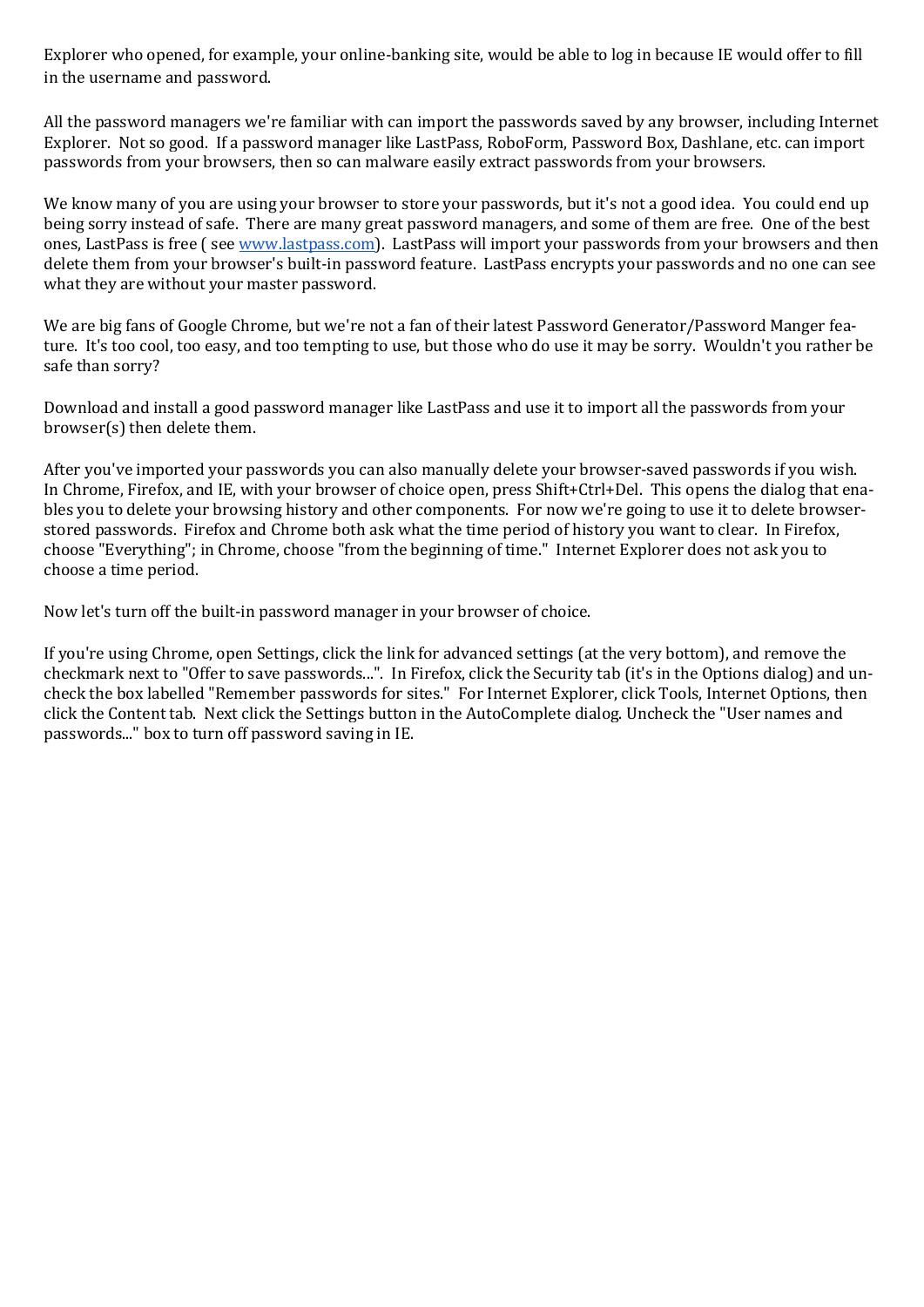Explorer who opened, for example, your online-banking site, would be able to log in because IE would offer to fill in the username and password.

All the password managers we're familiar with can import the passwords saved by any browser, including Internet Explorer. Not so good. If a password manager like LastPass, RoboForm, Password Box, Dashlane, etc. can import passwords from your browsers, then so can malware easily extract passwords from your browsers.

We know many of you are using your browser to store your passwords, but it's not a good idea. You could end up being sorry instead of safe. There are many great password managers, and some of them are free. One of the best ones, LastPass is free ( see [www.lastpass.com](http://www.lastpass.com)). LastPass will import your passwords from your browsers and then delete them from your browser's built-in password feature. LastPass encrypts your passwords and no one can see what they are without your master password.

We are big fans of Google Chrome, but we're not a fan of their latest Password Generator/Password Manger feature. It's too cool, too easy, and too tempting to use, but those who do use it may be sorry. Wouldn't you rather be safe than sorry?

Download and install a good password manager like LastPass and use it to import all the passwords from your browser(s) then delete them.

After you've imported your passwords you can also manually delete your browser-saved passwords if you wish. In Chrome, Firefox, and IE, with your browser of choice open, press Shift+Ctrl+Del. This opens the dialog that enables you to delete your browsing history and other components. For now we're going to use it to delete browser-stored passwords. Firefox and Chrome both ask what the time period of history you want to clear. In Firefox, choose "Everything"; in Chrome, choose "from the beginning of time." Internet Explorer does not ask you to choose a time period.

Now let's turn off the built-in password manager in your browser of choice.

If you're using Chrome, open Settings, click the link for advanced settings (at the very bottom), and remove the checkmark next to "Offer to save passwords...". In Firefox, click the Security tab (it's in the Options dialog) and uncheck the box labelled "Remember passwords for sites." For Internet Explorer, click Tools, Internet Options, then click the Content tab. Next click the Settings button in the AutoComplete dialog. Uncheck the "User names and passwords..." box to turn off password saving in IE.